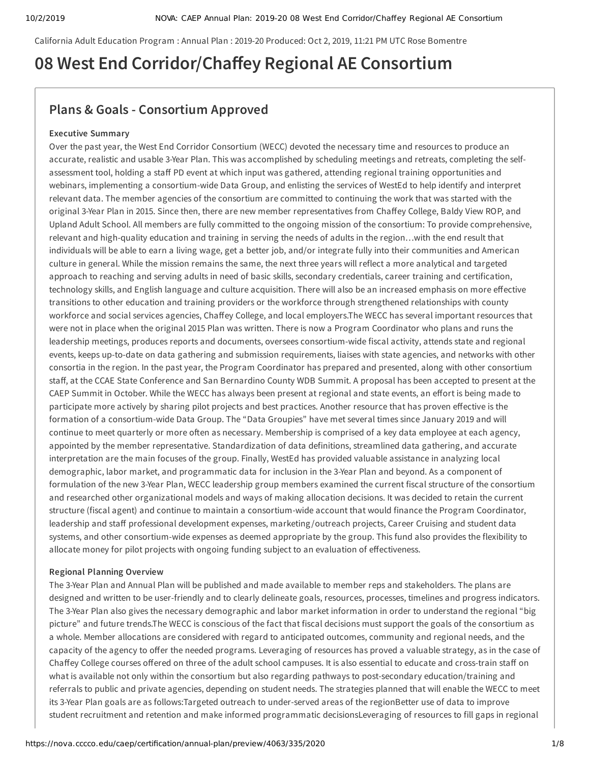California Adult Education Program : Annual Plan : 2019-20 Produced: Oct 2, 2019, 11:21 PM UTC Rose Bomentre

# 08 West End Corridor/Chaffey Regional AE Consortium

## Plans & Goals - Consortium Approved

### Executive Summary

Over the past year, the West End Corridor Consortium (WECC) devoted the necessary time and resources to produce an accurate, realistic and usable 3-Year Plan. This was accomplished by scheduling meetings and retreats, completing the self-assessment tool, holding a staff PD event at which input was gathered, attending regional training opportunities and webinars, implementing a consortium-wide Data Group, and enlisting the services of WestEd to help identify and interpret relevant data. The member agencies of the consortium are committed to continuing the work that was started with the original 3-Year Plan in 2015. Since then, there are new member representatives from Chaffey College, Baldy View ROP, and Upland Adult School. All members are fully committed to the ongoing mission of the consortium: To provide comprehensive, relevant and high-quality education and training in serving the needs of adults in the region…with the end result that individuals will be able to earn a living wage, get a better job, and/or integrate fully into their communities and American culture in general. While the mission remains the same, the next three years will reflect a more analytical and targeted approach to reaching and serving adults in need of basic skills, secondary credentials, career training and certification, technology skills, and English language and culture acquisition. There will also be an increased emphasis on more effective transitions to other education and training providers or the workforce through strengthened relationships with county workforce and social services agencies, Chaffey College, and local employers.The WECC has several important resources that were not in place when the original 2015 Plan was written. There is now a Program Coordinator who plans and runs the leadership meetings, produces reports and documents, oversees consortium-wide fiscal activity, attends state and regional events, keeps up-to-date on data gathering and submission requirements, liaises with state agencies, and networks with other consortia in the region. In the past year, the Program Coordinator has prepared and presented, along with other consortium staff, at the CCAE State Conference and San Bernardino County WDB Summit. A proposal has been accepted to present at the CAEP Summit in October. While the WECC has always been present at regional and state events, an effort is being made to participate more actively by sharing pilot projects and best practices. Another resource that has proven effective is the formation of a consortium-wide Data Group. The "Data Groupies" have met several times since January 2019 and will continue to meet quarterly or more often as necessary. Membership is comprised of a key data employee at each agency, appointed by the member representative. Standardization of data definitions, streamlined data gathering, and accurate interpretation are the main focuses of the group. Finally, WestEd has provided valuable assistance in analyzing local demographic, labor market, and programmatic data for inclusion in the 3-Year Plan and beyond. As a component of formulation of the new 3-Year Plan, WECC leadership group members examined the current fiscal structure of the consortium and researched other organizational models and ways of making allocation decisions. It was decided to retain the current structure (fiscal agent) and continue to maintain a consortium-wide account that would finance the Program Coordinator, leadership and staff professional development expenses, marketing/outreach projects, Career Cruising and student data systems, and other consortium-wide expenses as deemed appropriate by the group. This fund also provides the flexibility to allocate money for pilot projects with ongoing funding subject to an evaluation of effectiveness.

### Regional Planning Overview

The 3-Year Plan and Annual Plan will be published and made available to member reps and stakeholders. The plans are designed and written to be user-friendly and to clearly delineate goals, resources, processes, timelines and progress indicators. The 3-Year Plan also gives the necessary demographic and labor market information in order to understand the regional "big picture" and future trends.The WECC is conscious of the fact that fiscal decisions must support the goals of the consortium as a whole. Member allocations are considered with regard to anticipated outcomes, community and regional needs, and the capacity of the agency to offer the needed programs. Leveraging of resources has proved a valuable strategy, as in the case of Chaffey College courses offered on three of the adult school campuses. It is also essential to educate and cross-train staff on what is available not only within the consortium but also regarding pathways to post-secondary education/training and referrals to public and private agencies, depending on student needs. The strategies planned that will enable the WECC to meet its 3-Year Plan goals are as follows:Targeted outreach to under-served areas of the regionBetter use of data to improve student recruitment and retention and make informed programmatic decisionsLeveraging of resources to fill gaps in regional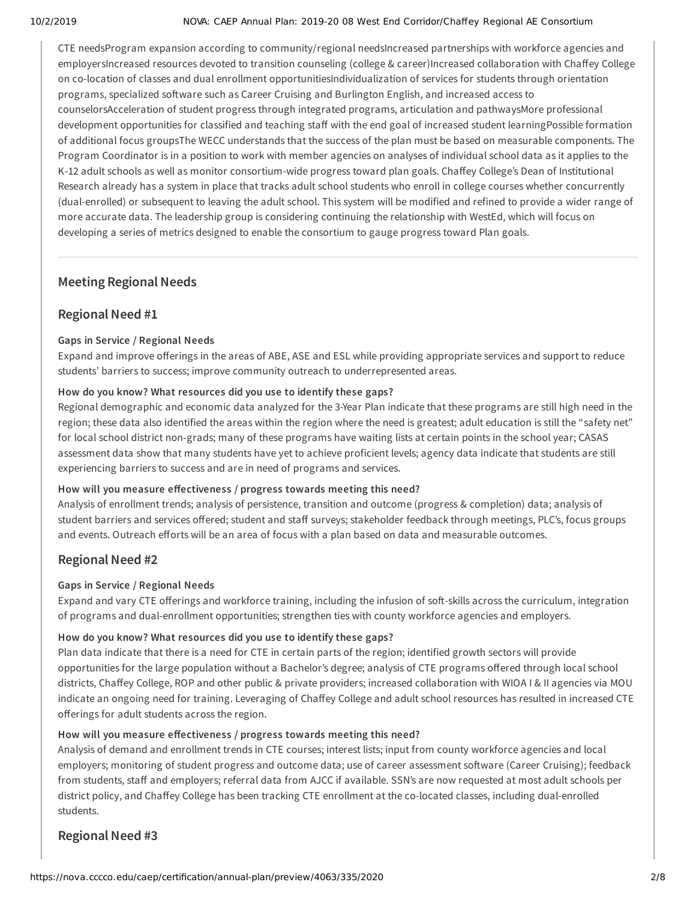CTE needsProgram expansion according to community/regional needsIncreased partnerships with workforce agencies and employersIncreased resources devoted to transition counseling (college & career)Increased collaboration with Chaffey College on co-location of classes and dual enrollment opportunitiesIndividualization of services for students through orientation programs, specialized software such as Career Cruising and Burlington English, and increased access to counselorsAcceleration of student progress through integrated programs, articulation and pathwaysMore professional development opportunities for classified and teaching staff with the end goal of increased student learningPossible formation of additional focus groupsThe WECC understands that the success of the plan must be based on measurable components. The Program Coordinator is in a position to work with member agencies on analyses of individual school data as it applies to the K-12 adult schools as well as monitor consortium-wide progress toward plan goals. Chaffey College's Dean of Institutional Research already has a system in place that tracks adult school students who enroll in college courses whether concurrently (dual-enrolled) or subsequent to leaving the adult school. This system will be modified and refined to provide a wider range of more accurate data. The leadership group is considering continuing the relationship with WestEd, which will focus on developing a series of metrics designed to enable the consortium to gauge progress toward Plan goals.

---

## Meeting Regional Needs

## Regional Need #1

**Gaps in Service / Regional Needs**

Expand and improve offerings in the areas of ABE, ASE and ESL while providing appropriate services and support to reduce students' barriers to success; improve community outreach to underrepresented areas.

**How do you know? What resources did you use to identify these gaps?**

Regional demographic and economic data analyzed for the 3-Year Plan indicate that these programs are still high need in the region; these data also identified the areas within the region where the need is greatest; adult education is still the "safety net" for local school district non-grads; many of these programs have waiting lists at certain points in the school year; CASAS assessment data show that many students have yet to achieve proficient levels; agency data indicate that students are still experiencing barriers to success and are in need of programs and services.

**How will you measure effectiveness / progress towards meeting this need?**

Analysis of enrollment trends; analysis of persistence, transition and outcome (progress & completion) data; analysis of student barriers and services offered; student and staff surveys; stakeholder feedback through meetings, PLC's, focus groups and events. Outreach efforts will be an area of focus with a plan based on data and measurable outcomes.

## Regional Need #2

**Gaps in Service / Regional Needs**

Expand and vary CTE offerings and workforce training, including the infusion of soft-skills across the curriculum, integration of programs and dual-enrollment opportunities; strengthen ties with county workforce agencies and employers.

**How do you know? What resources did you use to identify these gaps?**

Plan data indicate that there is a need for CTE in certain parts of the region; identified growth sectors will provide opportunities for the large population without a Bachelor's degree; analysis of CTE programs offered through local school districts, Chaffey College, ROP and other public & private providers; increased collaboration with WIOA I & II agencies via MOU indicate an ongoing need for training. Leveraging of Chaffey College and adult school resources has resulted in increased CTE offerings for adult students across the region.

**How will you measure effectiveness / progress towards meeting this need?**

Analysis of demand and enrollment trends in CTE courses; interest lists; input from county workforce agencies and local employers; monitoring of student progress and outcome data; use of career assessment software (Career Cruising); feedback from students, staff and employers; referral data from AJCC if available. SSN's are now requested at most adult schools per district policy, and Chaffey College has been tracking CTE enrollment at the co-located classes, including dual-enrolled students.

## Regional Need #3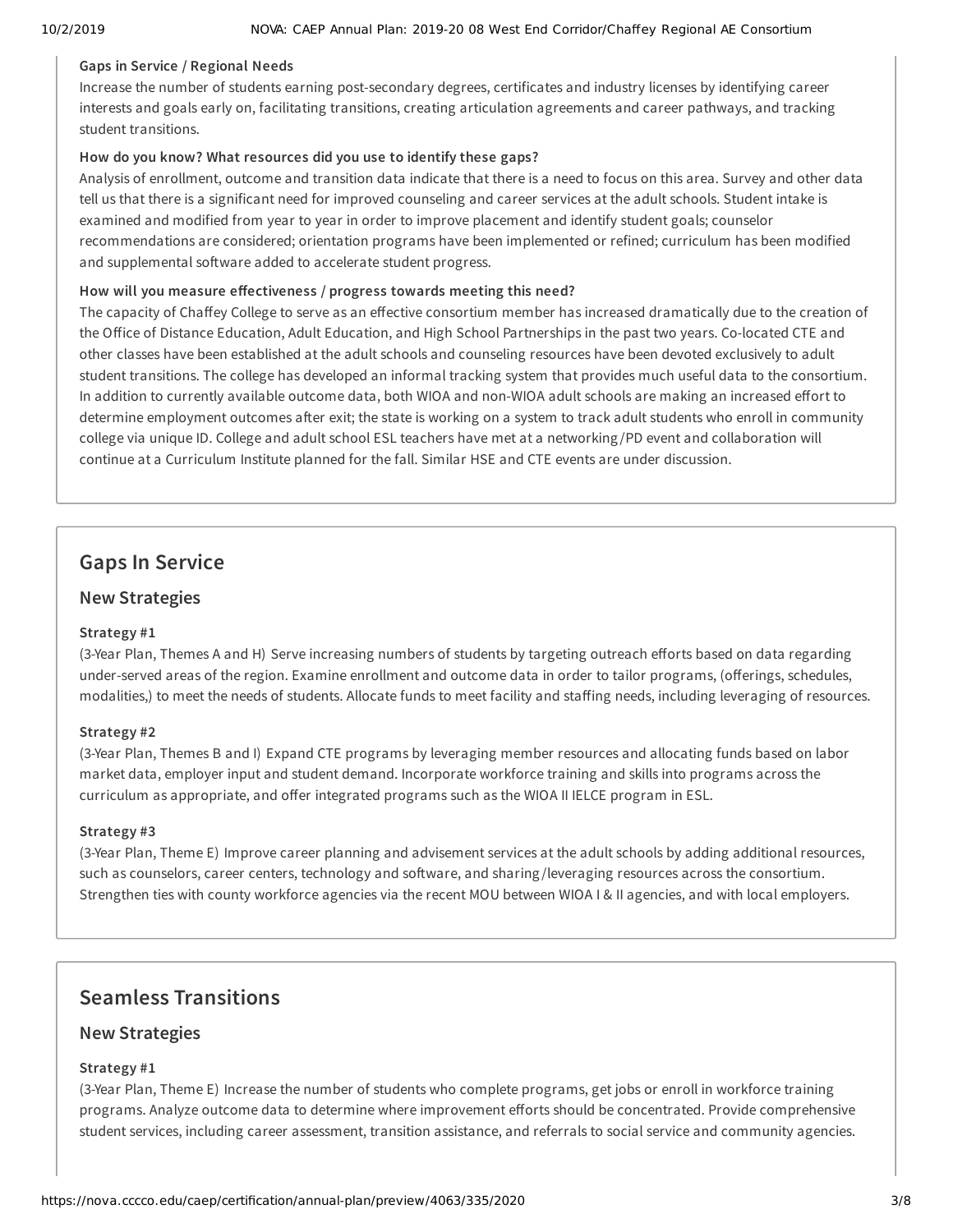**Gaps in Service / Regional Needs**

Increase the number of students earning post-secondary degrees, certificates and industry licenses by identifying career interests and goals early on, facilitating transitions, creating articulation agreements and career pathways, and tracking student transitions.

**How do you know? What resources did you use to identify these gaps?**

Analysis of enrollment, outcome and transition data indicate that there is a need to focus on this area. Survey and other data tell us that there is a significant need for improved counseling and career services at the adult schools. Student intake is examined and modified from year to year in order to improve placement and identify student goals; counselor recommendations are considered; orientation programs have been implemented or refined; curriculum has been modified and supplemental software added to accelerate student progress.

**How will you measure effectiveness / progress towards meeting this need?**

The capacity of Chaffey College to serve as an effective consortium member has increased dramatically due to the creation of the Office of Distance Education, Adult Education, and High School Partnerships in the past two years. Co-located CTE and other classes have been established at the adult schools and counseling resources have been devoted exclusively to adult student transitions. The college has developed an informal tracking system that provides much useful data to the consortium. In addition to currently available outcome data, both WIOA and non-WIOA adult schools are making an increased effort to determine employment outcomes after exit; the state is working on a system to track adult students who enroll in community college via unique ID. College and adult school ESL teachers have met at a networking/PD event and collaboration will continue at a Curriculum Institute planned for the fall. Similar HSE and CTE events are under discussion.

## Gaps In Service

### New Strategies

**Strategy #1**

(3-Year Plan, Themes A and H) Serve increasing numbers of students by targeting outreach efforts based on data regarding under-served areas of the region. Examine enrollment and outcome data in order to tailor programs, (offerings, schedules, modalities,) to meet the needs of students. Allocate funds to meet facility and staffing needs, including leveraging of resources.

**Strategy #2**

(3-Year Plan, Themes B and I) Expand CTE programs by leveraging member resources and allocating funds based on labor market data, employer input and student demand. Incorporate workforce training and skills into programs across the curriculum as appropriate, and offer integrated programs such as the WIOA II IELCE program in ESL.

**Strategy #3**

(3-Year Plan, Theme E) Improve career planning and advisement services at the adult schools by adding additional resources, such as counselors, career centers, technology and software, and sharing/leveraging resources across the consortium. Strengthen ties with county workforce agencies via the recent MOU between WIOA I & II agencies, and with local employers.

## Seamless Transitions

### New Strategies

**Strategy #1**

(3-Year Plan, Theme E) Increase the number of students who complete programs, get jobs or enroll in workforce training programs. Analyze outcome data to determine where improvement efforts should be concentrated. Provide comprehensive student services, including career assessment, transition assistance, and referrals to social service and community agencies.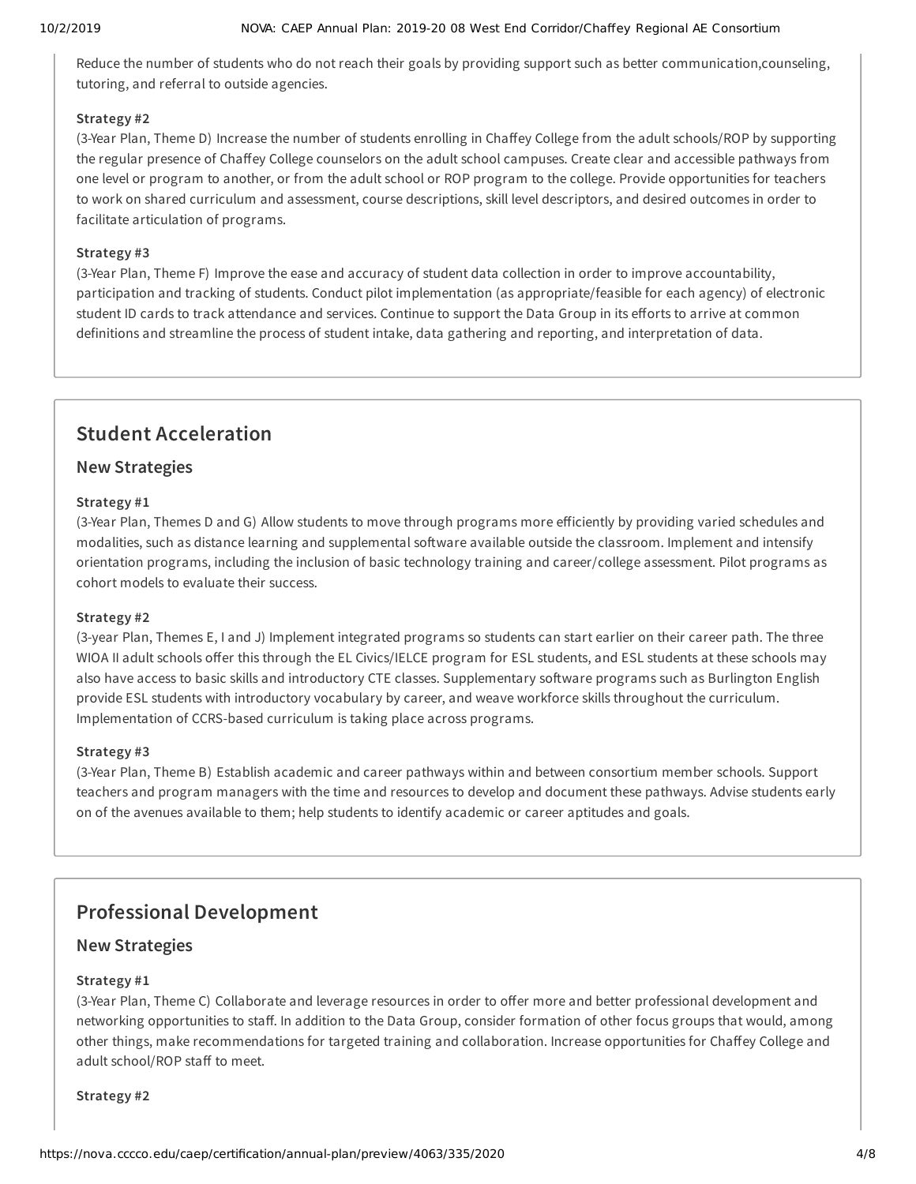Reduce the number of students who do not reach their goals by providing support such as better communication,counseling, tutoring, and referral to outside agencies.

**Strategy #2**

(3-Year Plan, Theme D) Increase the number of students enrolling in Chaffey College from the adult schools/ROP by supporting the regular presence of Chaffey College counselors on the adult school campuses. Create clear and accessible pathways from one level or program to another, or from the adult school or ROP program to the college. Provide opportunities for teachers to work on shared curriculum and assessment, course descriptions, skill level descriptors, and desired outcomes in order to facilitate articulation of programs.

**Strategy #3**

(3-Year Plan, Theme F) Improve the ease and accuracy of student data collection in order to improve accountability, participation and tracking of students. Conduct pilot implementation (as appropriate/feasible for each agency) of electronic student ID cards to track attendance and services. Continue to support the Data Group in its efforts to arrive at common definitions and streamline the process of student intake, data gathering and reporting, and interpretation of data.

## Student Acceleration

### New Strategies

**Strategy #1**

(3-Year Plan, Themes D and G) Allow students to move through programs more efficiently by providing varied schedules and modalities, such as distance learning and supplemental software available outside the classroom. Implement and intensify orientation programs, including the inclusion of basic technology training and career/college assessment. Pilot programs as cohort models to evaluate their success.

**Strategy #2**

(3-year Plan, Themes E, I and J) Implement integrated programs so students can start earlier on their career path. The three WIOA II adult schools offer this through the EL Civics/IELCE program for ESL students, and ESL students at these schools may also have access to basic skills and introductory CTE classes. Supplementary software programs such as Burlington English provide ESL students with introductory vocabulary by career, and weave workforce skills throughout the curriculum. Implementation of CCRS-based curriculum is taking place across programs.

**Strategy #3**

(3-Year Plan, Theme B) Establish academic and career pathways within and between consortium member schools. Support teachers and program managers with the time and resources to develop and document these pathways. Advise students early on of the avenues available to them; help students to identify academic or career aptitudes and goals.

## Professional Development

### New Strategies

**Strategy #1**

(3-Year Plan, Theme C) Collaborate and leverage resources in order to offer more and better professional development and networking opportunities to staff. In addition to the Data Group, consider formation of other focus groups that would, among other things, make recommendations for targeted training and collaboration. Increase opportunities for Chaffey College and adult school/ROP staff to meet.

**Strategy #2**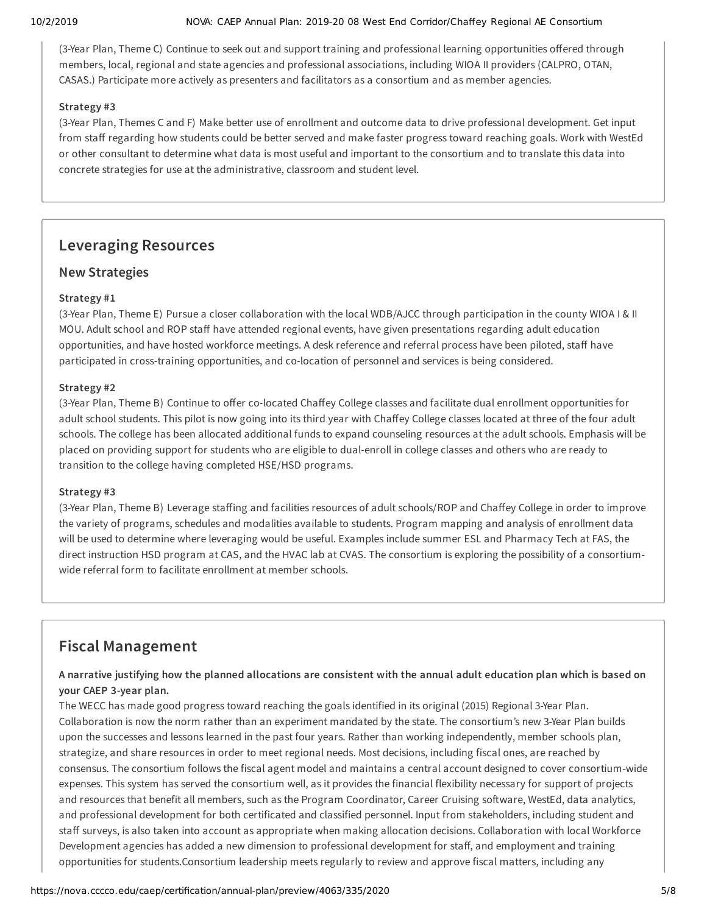(3-Year Plan, Theme C) Continue to seek out and support training and professional learning opportunities offered through members, local, regional and state agencies and professional associations, including WIOA II providers (CALPRO, OTAN, CASAS.) Participate more actively as presenters and facilitators as a consortium and as member agencies.

**Strategy #3**

(3-Year Plan, Themes C and F) Make better use of enrollment and outcome data to drive professional development. Get input from staff regarding how students could be better served and make faster progress toward reaching goals. Work with WestEd or other consultant to determine what data is most useful and important to the consortium and to translate this data into concrete strategies for use at the administrative, classroom and student level.

## Leveraging Resources

### New Strategies

**Strategy #1**

(3-Year Plan, Theme E) Pursue a closer collaboration with the local WDB/AJCC through participation in the county WIOA I & II MOU. Adult school and ROP staff have attended regional events, have given presentations regarding adult education opportunities, and have hosted workforce meetings. A desk reference and referral process have been piloted, staff have participated in cross-training opportunities, and co-location of personnel and services is being considered.

**Strategy #2**

(3-Year Plan, Theme B) Continue to offer co-located Chaffey College classes and facilitate dual enrollment opportunities for adult school students. This pilot is now going into its third year with Chaffey College classes located at three of the four adult schools. The college has been allocated additional funds to expand counseling resources at the adult schools. Emphasis will be placed on providing support for students who are eligible to dual-enroll in college classes and others who are ready to transition to the college having completed HSE/HSD programs.

**Strategy #3**

(3-Year Plan, Theme B) Leverage staffing and facilities resources of adult schools/ROP and Chaffey College in order to improve the variety of programs, schedules and modalities available to students. Program mapping and analysis of enrollment data will be used to determine where leveraging would be useful. Examples include summer ESL and Pharmacy Tech at FAS, the direct instruction HSD program at CAS, and the HVAC lab at CVAS. The consortium is exploring the possibility of a consortium-wide referral form to facilitate enrollment at member schools.

## Fiscal Management

**A narrative justifying how the planned allocations are consistent with the annual adult education plan which is based on your CAEP 3-year plan.**

The WECC has made good progress toward reaching the goals identified in its original (2015) Regional 3-Year Plan. Collaboration is now the norm rather than an experiment mandated by the state. The consortium's new 3-Year Plan builds upon the successes and lessons learned in the past four years. Rather than working independently, member schools plan, strategize, and share resources in order to meet regional needs. Most decisions, including fiscal ones, are reached by consensus. The consortium follows the fiscal agent model and maintains a central account designed to cover consortium-wide expenses. This system has served the consortium well, as it provides the financial flexibility necessary for support of projects and resources that benefit all members, such as the Program Coordinator, Career Cruising software, WestEd, data analytics, and professional development for both certificated and classified personnel. Input from stakeholders, including student and staff surveys, is also taken into account as appropriate when making allocation decisions. Collaboration with local Workforce Development agencies has added a new dimension to professional development for staff, and employment and training opportunities for students.Consortium leadership meets regularly to review and approve fiscal matters, including any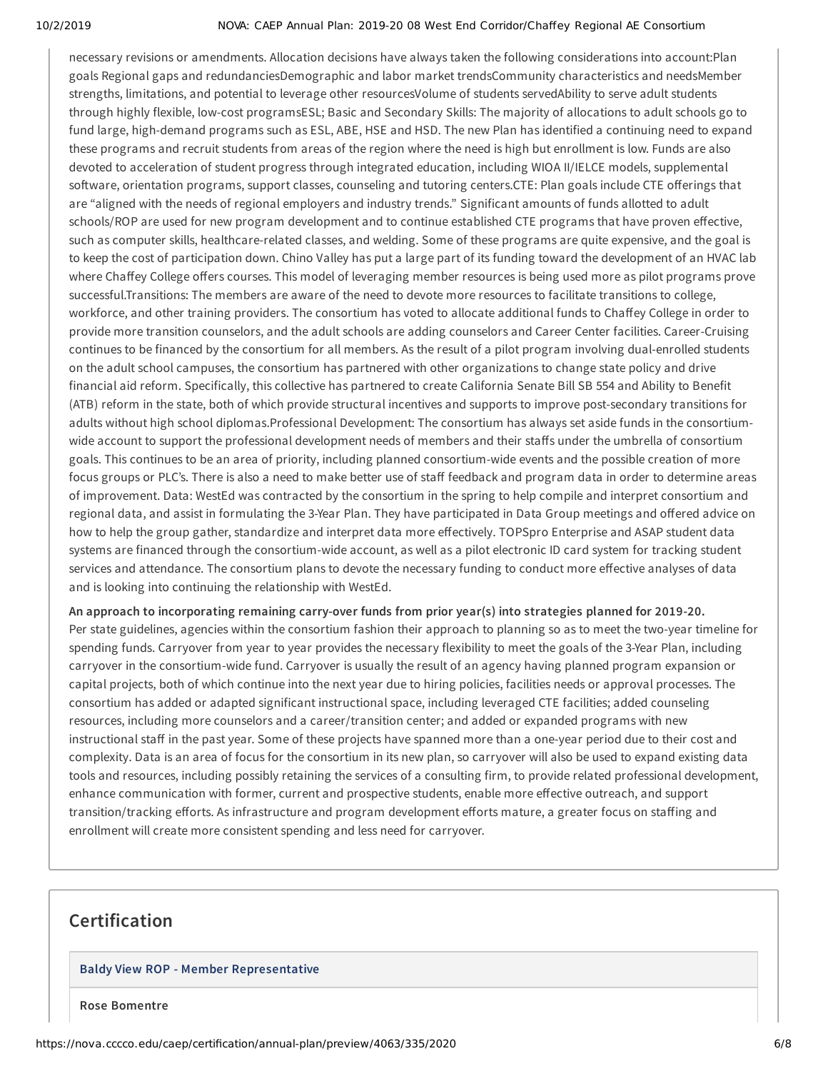necessary revisions or amendments. Allocation decisions have always taken the following considerations into account:Plan goals Regional gaps and redundanciesDemographic and labor market trendsCommunity characteristics and needsMember strengths, limitations, and potential to leverage other resourcesVolume of students servedAbility to serve adult students through highly flexible, low-cost programsESL; Basic and Secondary Skills: The majority of allocations to adult schools go to fund large, high-demand programs such as ESL, ABE, HSE and HSD. The new Plan has identified a continuing need to expand these programs and recruit students from areas of the region where the need is high but enrollment is low. Funds are also devoted to acceleration of student progress through integrated education, including WIOA II/IELCE models, supplemental software, orientation programs, support classes, counseling and tutoring centers.CTE: Plan goals include CTE offerings that are "aligned with the needs of regional employers and industry trends." Significant amounts of funds allotted to adult schools/ROP are used for new program development and to continue established CTE programs that have proven effective, such as computer skills, healthcare-related classes, and welding. Some of these programs are quite expensive, and the goal is to keep the cost of participation down. Chino Valley has put a large part of its funding toward the development of an HVAC lab where Chaffey College offers courses. This model of leveraging member resources is being used more as pilot programs prove successful.Transitions: The members are aware of the need to devote more resources to facilitate transitions to college, workforce, and other training providers. The consortium has voted to allocate additional funds to Chaffey College in order to provide more transition counselors, and the adult schools are adding counselors and Career Center facilities. Career-Cruising continues to be financed by the consortium for all members. As the result of a pilot program involving dual-enrolled students on the adult school campuses, the consortium has partnered with other organizations to change state policy and drive financial aid reform. Specifically, this collective has partnered to create California Senate Bill SB 554 and Ability to Benefit (ATB) reform in the state, both of which provide structural incentives and supports to improve post-secondary transitions for adults without high school diplomas.Professional Development: The consortium has always set aside funds in the consortium-wide account to support the professional development needs of members and their staffs under the umbrella of consortium goals. This continues to be an area of priority, including planned consortium-wide events and the possible creation of more focus groups or PLC's. There is also a need to make better use of staff feedback and program data in order to determine areas of improvement. Data: WestEd was contracted by the consortium in the spring to help compile and interpret consortium and regional data, and assist in formulating the 3-Year Plan. They have participated in Data Group meetings and offered advice on how to help the group gather, standardize and interpret data more effectively. TOPSpro Enterprise and ASAP student data systems are financed through the consortium-wide account, as well as a pilot electronic ID card system for tracking student services and attendance. The consortium plans to devote the necessary funding to conduct more effective analyses of data and is looking into continuing the relationship with WestEd.

**An approach to incorporating remaining carry-over funds from prior year(s) into strategies planned for 2019-20.**

Per state guidelines, agencies within the consortium fashion their approach to planning so as to meet the two-year timeline for spending funds. Carryover from year to year provides the necessary flexibility to meet the goals of the 3-Year Plan, including carryover in the consortium-wide fund. Carryover is usually the result of an agency having planned program expansion or capital projects, both of which continue into the next year due to hiring policies, facilities needs or approval processes. The consortium has added or adapted significant instructional space, including leveraged CTE facilities; added counseling resources, including more counselors and a career/transition center; and added or expanded programs with new instructional staff in the past year. Some of these projects have spanned more than a one-year period due to their cost and complexity. Data is an area of focus for the consortium in its new plan, so carryover will also be used to expand existing data tools and resources, including possibly retaining the services of a consulting firm, to provide related professional development, enhance communication with former, current and prospective students, enable more effective outreach, and support transition/tracking efforts. As infrastructure and program development efforts mature, a greater focus on staffing and enrollment will create more consistent spending and less need for carryover.

## Certification

**Baldy View ROP - Member Representative**

**Rose Bomentre**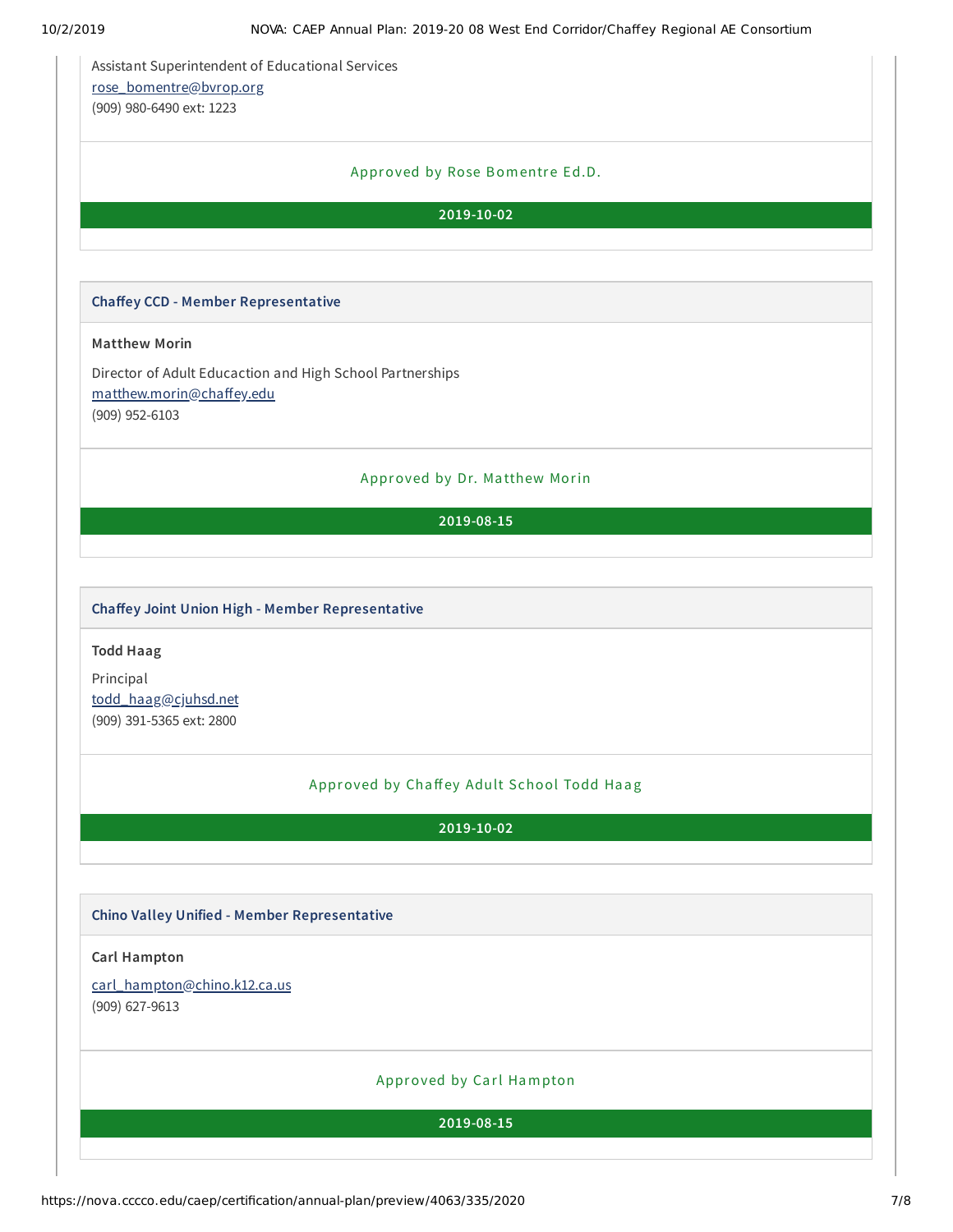Assistant Superintendent of Educational Services
rose_bomentre@bvrop.org
(909) 980-6490 ext: 1223

Approved by Rose Bomentre Ed.D.

**2019-10-02**

### Chaffey CCD - Member Representative

**Matthew Morin**

Director of Adult Educaction and High School Partnerships
matthew.morin@chaffey.edu
(909) 952-6103

Approved by Dr. Matthew Morin

**2019-08-15**

### Chaffey Joint Union High - Member Representative

**Todd Haag**

Principal
todd_haag@cjuhsd.net
(909) 391-5365 ext: 2800

Approved by Chaffey Adult School Todd Haag

**2019-10-02**

### Chino Valley Unified - Member Representative

**Carl Hampton**

carl_hampton@chino.k12.ca.us
(909) 627-9613

Approved by Carl Hampton

**2019-08-15**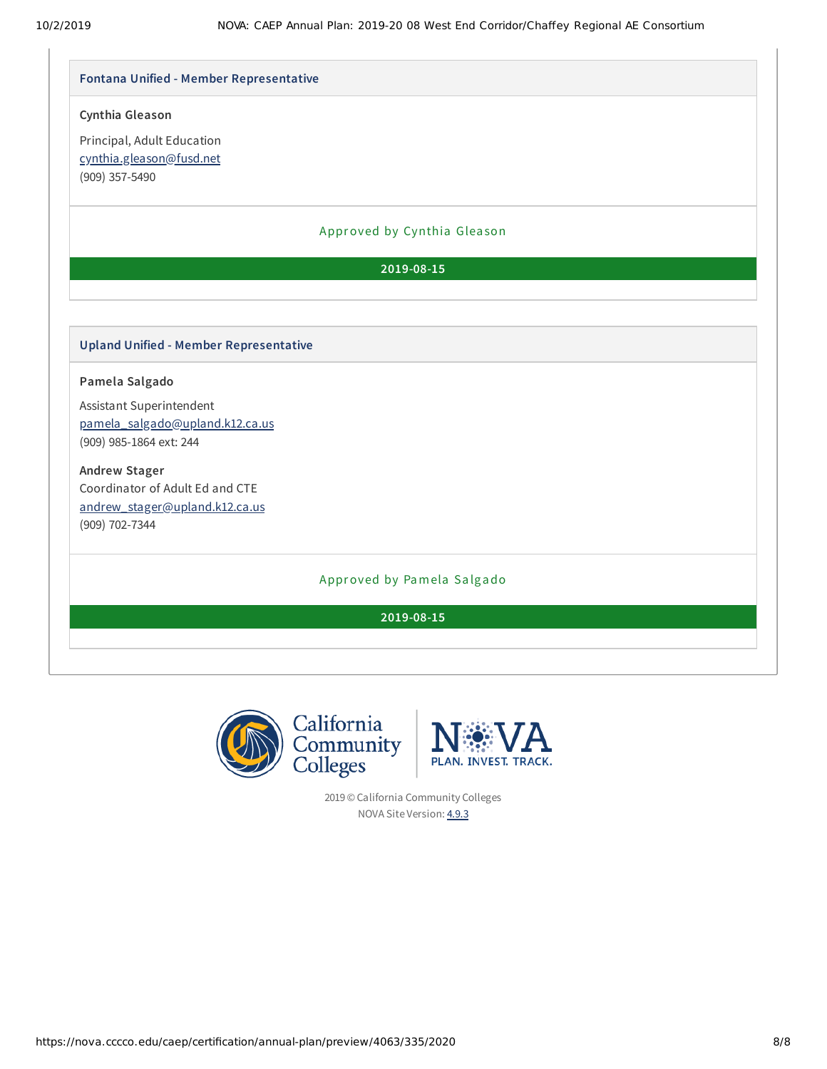### Fontana Unified - Member Representative

**Cynthia Gleason**

Principal, Adult Education
cynthia.gleason@fusd.net
(909) 357-5490

Approved by Cynthia Gleason

**2019-08-15**

### Upland Unified - Member Representative

**Pamela Salgado**

Assistant Superintendent
pamela_salgado@upland.k12.ca.us
(909) 985-1864 ext: 244

**Andrew Stager**
Coordinator of Adult Ed and CTE
andrew_stager@upland.k12.ca.us
(909) 702-7344

Approved by Pamela Salgado

**2019-08-15**

California Community Colleges

NOVA PLAN. INVEST. TRACK.

2019 © California Community Colleges
NOVA Site Version: 4.9.3